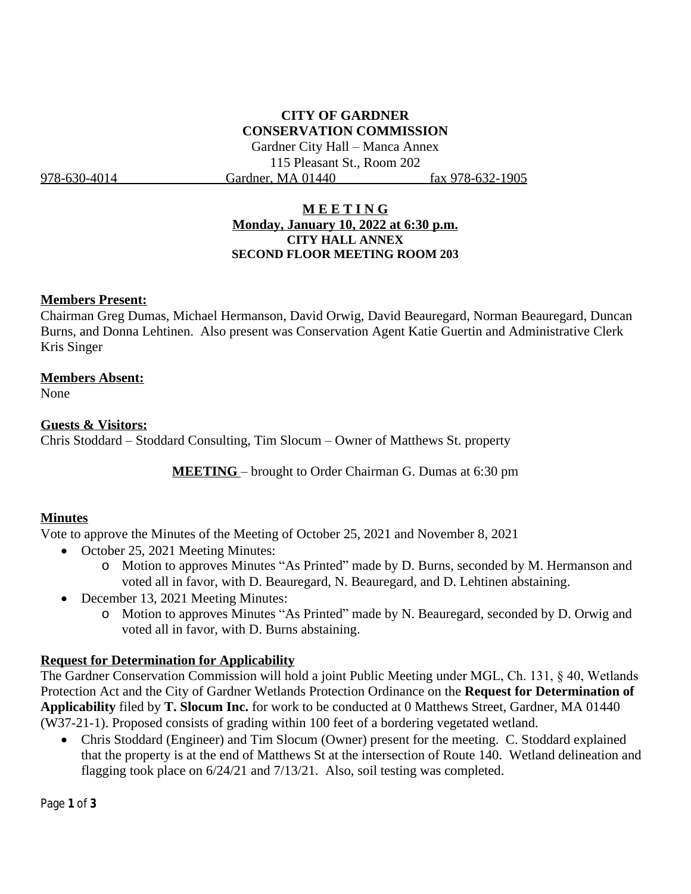**CITY OF GARDNER**
**CONSERVATION COMMISSION**

Gardner City Hall – Manca Annex
115 Pleasant St., Room 202
978-630-4014 Gardner, MA 01440 fax 978-632-1905

**M E E T I N G**
**Monday, January 10, 2022 at 6:30 p.m.**
**CITY HALL ANNEX**
**SECOND FLOOR MEETING ROOM 203**

**Members Present:**
Chairman Greg Dumas, Michael Hermanson, David Orwig, David Beauregard, Norman Beauregard, Duncan Burns, and Donna Lehtinen. Also present was Conservation Agent Katie Guertin and Administrative Clerk Kris Singer

**Members Absent:**
None

**Guests & Visitors:**
Chris Stoddard – Stoddard Consulting, Tim Slocum – Owner of Matthews St. property

**MEETING** – brought to Order Chairman G. Dumas at 6:30 pm

**Minutes**
Vote to approve the Minutes of the Meeting of October 25, 2021 and November 8, 2021

- October 25, 2021 Meeting Minutes:
  - Motion to approves Minutes "As Printed" made by D. Burns, seconded by M. Hermanson and voted all in favor, with D. Beauregard, N. Beauregard, and D. Lehtinen abstaining.
- December 13, 2021 Meeting Minutes:
  - Motion to approves Minutes "As Printed" made by N. Beauregard, seconded by D. Orwig and voted all in favor, with D. Burns abstaining.

**Request for Determination for Applicability**
The Gardner Conservation Commission will hold a joint Public Meeting under MGL, Ch. 131, § 40, Wetlands Protection Act and the City of Gardner Wetlands Protection Ordinance on the **Request for Determination of Applicability** filed by **T. Slocum Inc.** for work to be conducted at 0 Matthews Street, Gardner, MA 01440 (W37-21-1). Proposed consists of grading within 100 feet of a bordering vegetated wetland.

- Chris Stoddard (Engineer) and Tim Slocum (Owner) present for the meeting. C. Stoddard explained that the property is at the end of Matthews St at the intersection of Route 140. Wetland delineation and flagging took place on 6/24/21 and 7/13/21. Also, soil testing was completed.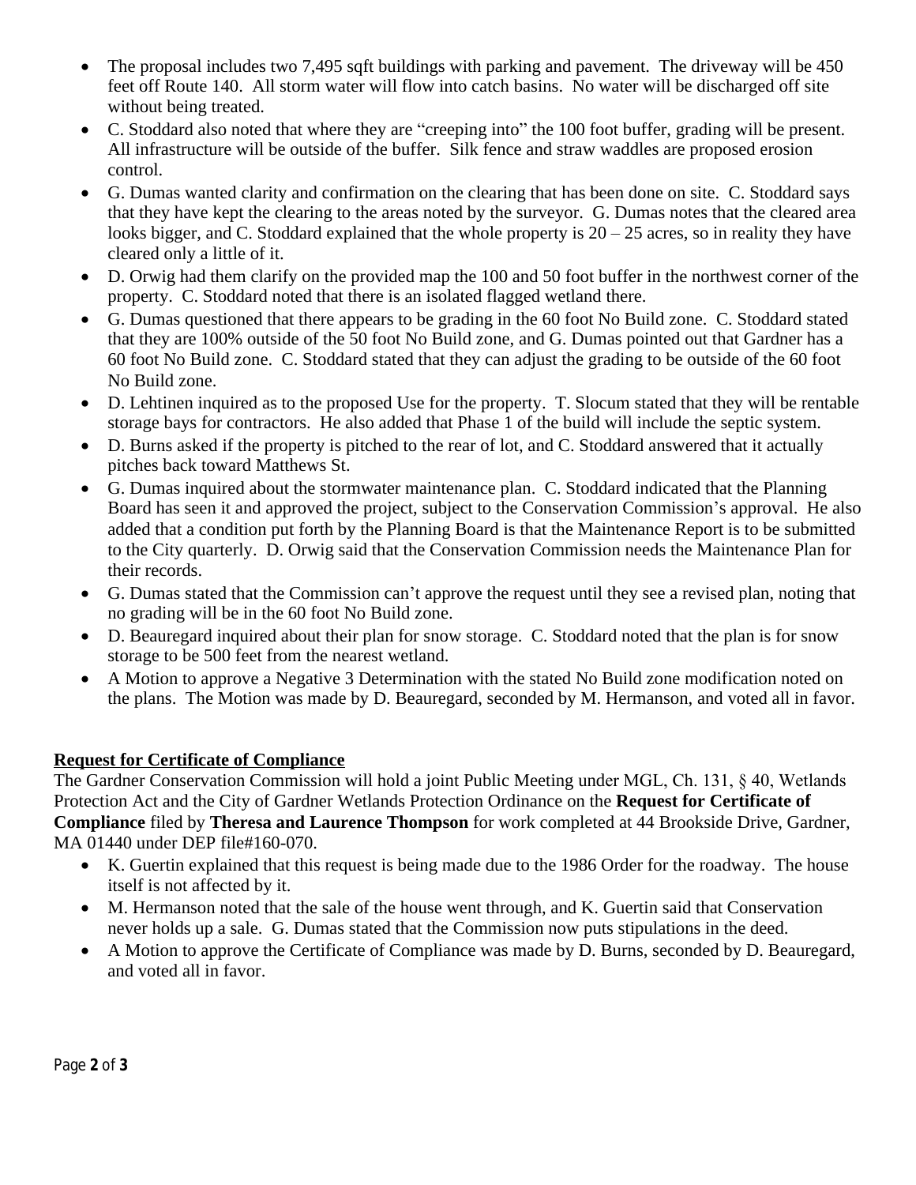- The proposal includes two 7,495 sqft buildings with parking and pavement. The driveway will be 450 feet off Route 140. All storm water will flow into catch basins. No water will be discharged off site without being treated.
- C. Stoddard also noted that where they are "creeping into" the 100 foot buffer, grading will be present. All infrastructure will be outside of the buffer. Silk fence and straw waddles are proposed erosion control.
- G. Dumas wanted clarity and confirmation on the clearing that has been done on site. C. Stoddard says that they have kept the clearing to the areas noted by the surveyor. G. Dumas notes that the cleared area looks bigger, and C. Stoddard explained that the whole property is 20 – 25 acres, so in reality they have cleared only a little of it.
- D. Orwig had them clarify on the provided map the 100 and 50 foot buffer in the northwest corner of the property. C. Stoddard noted that there is an isolated flagged wetland there.
- G. Dumas questioned that there appears to be grading in the 60 foot No Build zone. C. Stoddard stated that they are 100% outside of the 50 foot No Build zone, and G. Dumas pointed out that Gardner has a 60 foot No Build zone. C. Stoddard stated that they can adjust the grading to be outside of the 60 foot No Build zone.
- D. Lehtinen inquired as to the proposed Use for the property. T. Slocum stated that they will be rentable storage bays for contractors. He also added that Phase 1 of the build will include the septic system.
- D. Burns asked if the property is pitched to the rear of lot, and C. Stoddard answered that it actually pitches back toward Matthews St.
- G. Dumas inquired about the stormwater maintenance plan. C. Stoddard indicated that the Planning Board has seen it and approved the project, subject to the Conservation Commission's approval. He also added that a condition put forth by the Planning Board is that the Maintenance Report is to be submitted to the City quarterly. D. Orwig said that the Conservation Commission needs the Maintenance Plan for their records.
- G. Dumas stated that the Commission can't approve the request until they see a revised plan, noting that no grading will be in the 60 foot No Build zone.
- D. Beauregard inquired about their plan for snow storage. C. Stoddard noted that the plan is for snow storage to be 500 feet from the nearest wetland.
- A Motion to approve a Negative 3 Determination with the stated No Build zone modification noted on the plans. The Motion was made by D. Beauregard, seconded by M. Hermanson, and voted all in favor.

**Request for Certificate of Compliance**

The Gardner Conservation Commission will hold a joint Public Meeting under MGL, Ch. 131, § 40, Wetlands Protection Act and the City of Gardner Wetlands Protection Ordinance on the **Request for Certificate of Compliance** filed by **Theresa and Laurence Thompson** for work completed at 44 Brookside Drive, Gardner, MA 01440 under DEP file#160-070.

- K. Guertin explained that this request is being made due to the 1986 Order for the roadway. The house itself is not affected by it.
- M. Hermanson noted that the sale of the house went through, and K. Guertin said that Conservation never holds up a sale. G. Dumas stated that the Commission now puts stipulations in the deed.
- A Motion to approve the Certificate of Compliance was made by D. Burns, seconded by D. Beauregard, and voted all in favor.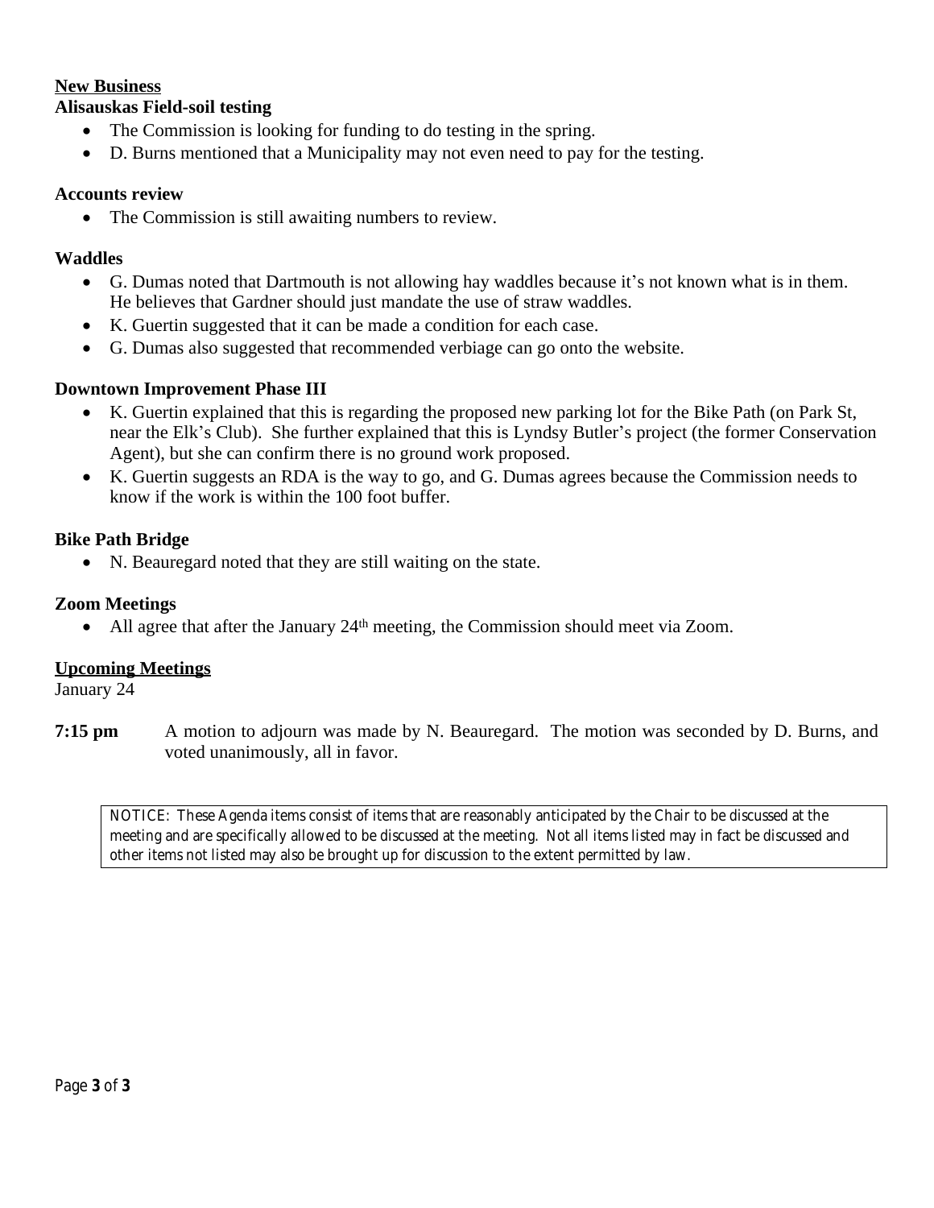## New Business

### Alisauskas Field-soil testing

- The Commission is looking for funding to do testing in the spring.
- D. Burns mentioned that a Municipality may not even need to pay for the testing.

### Accounts review

- The Commission is still awaiting numbers to review.

### Waddles

- G. Dumas noted that Dartmouth is not allowing hay waddles because it's not known what is in them. He believes that Gardner should just mandate the use of straw waddles.
- K. Guertin suggested that it can be made a condition for each case.
- G. Dumas also suggested that recommended verbiage can go onto the website.

### Downtown Improvement Phase III

- K. Guertin explained that this is regarding the proposed new parking lot for the Bike Path (on Park St, near the Elk's Club). She further explained that this is Lyndsy Butler's project (the former Conservation Agent), but she can confirm there is no ground work proposed.
- K. Guertin suggests an RDA is the way to go, and G. Dumas agrees because the Commission needs to know if the work is within the 100 foot buffer.

### Bike Path Bridge

- N. Beauregard noted that they are still waiting on the state.

### Zoom Meetings

- All agree that after the January 24th meeting, the Commission should meet via Zoom.

## Upcoming Meetings

January 24

**7:15 pm** A motion to adjourn was made by N. Beauregard. The motion was seconded by D. Burns, and voted unanimously, all in favor.

NOTICE: These Agenda items consist of items that are reasonably anticipated by the Chair to be discussed at the meeting and are specifically allowed to be discussed at the meeting. Not all items listed may in fact be discussed and other items not listed may also be brought up for discussion to the extent permitted by law.